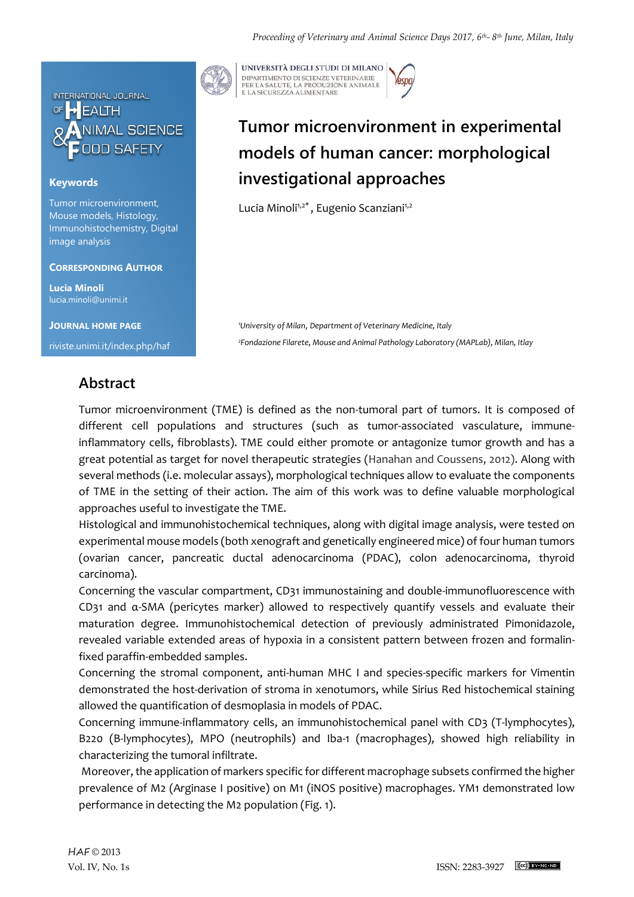# Tumor microenvironment in experimental models of human cancer: morphological investigational approaches

Lucia Minoli[1,2*], Eugenio Scanziani[1,2]

[1]University of Milan, Department of Veterinary Medicine, Italy

[2]Fondazione Filarete, Mouse and Animal Pathology Laboratory (MAPLab), Milan, Itlay

**Keywords**

Tumor microenvironment, Mouse models, Histology, Immunohistochemistry, Digital image analysis

**Corresponding Author**

**Lucia Minoli**
lucia.minoli@unimi.it

**Journal Home Page**

riviste.unimi.it/index.php/haf

## Abstract

Tumor microenvironment (TME) is defined as the non-tumoral part of tumors. It is composed of different cell populations and structures (such as tumor-associated vasculature, immune-inflammatory cells, fibroblasts). TME could either promote or antagonize tumor growth and has a great potential as target for novel therapeutic strategies (Hanahan and Coussens, 2012). Along with several methods (i.e. molecular assays), morphological techniques allow to evaluate the components of TME in the setting of their action. The aim of this work was to define valuable morphological approaches useful to investigate the TME.

Histological and immunohistochemical techniques, along with digital image analysis, were tested on experimental mouse models (both xenograft and genetically engineered mice) of four human tumors (ovarian cancer, pancreatic ductal adenocarcinoma (PDAC), colon adenocarcinoma, thyroid carcinoma).

Concerning the vascular compartment, CD31 immunostaining and double-immunofluorescence with CD31 and α-SMA (pericytes marker) allowed to respectively quantify vessels and evaluate their maturation degree. Immunohistochemical detection of previously administrated Pimonidazole, revealed variable extended areas of hypoxia in a consistent pattern between frozen and formalin-fixed paraffin-embedded samples.

Concerning the stromal component, anti-human MHC I and species-specific markers for Vimentin demonstrated the host-derivation of stroma in xenotumors, while Sirius Red histochemical staining allowed the quantification of desmoplasia in models of PDAC.

Concerning immune-inflammatory cells, an immunohistochemical panel with CD3 (T-lymphocytes), B220 (B-lymphocytes), MPO (neutrophils) and Iba-1 (macrophages), showed high reliability in characterizing the tumoral infiltrate.

Moreover, the application of markers specific for different macrophage subsets confirmed the higher prevalence of M2 (Arginase I positive) on M1 (iNOS positive) macrophages. YM1 demonstrated low performance in detecting the M2 population (Fig. 1).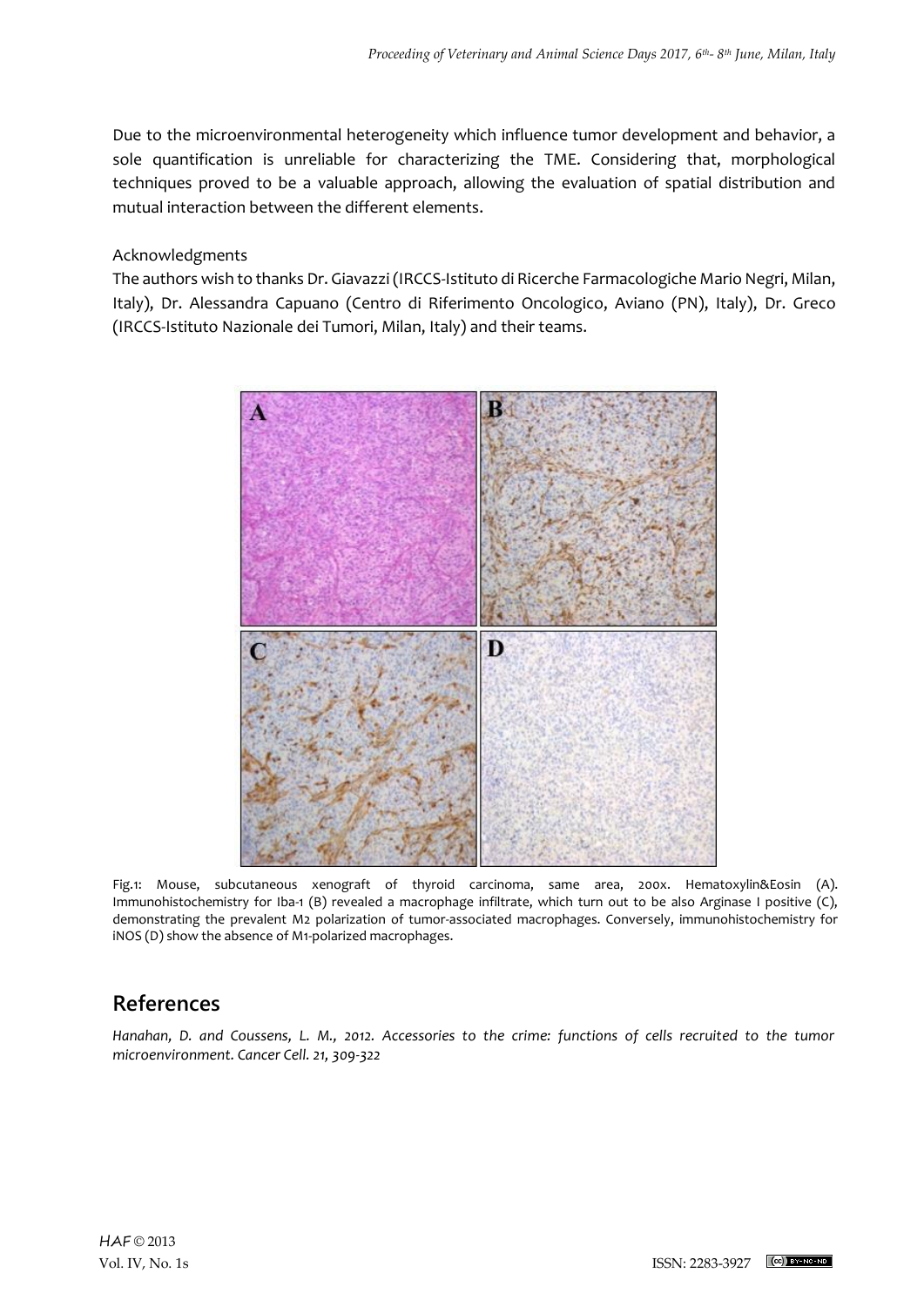Due to the microenvironmental heterogeneity which influence tumor development and behavior, a sole quantification is unreliable for characterizing the TME. Considering that, morphological techniques proved to be a valuable approach, allowing the evaluation of spatial distribution and mutual interaction between the different elements.

Acknowledgments

The authors wish to thanks Dr. Giavazzi (IRCCS-Istituto di Ricerche Farmacologiche Mario Negri, Milan, Italy), Dr. Alessandra Capuano (Centro di Riferimento Oncologico, Aviano (PN), Italy), Dr. Greco (IRCCS-Istituto Nazionale dei Tumori, Milan, Italy) and their teams.

Fig.1: Mouse, subcutaneous xenograft of thyroid carcinoma, same area, 200x. Hematoxylin&Eosin (A). Immunohistochemistry for Iba-1 (B) revealed a macrophage infiltrate, which turn out to be also Arginase I positive (C), demonstrating the prevalent M2 polarization of tumor-associated macrophages. Conversely, immunohistochemistry for iNOS (D) show the absence of M1-polarized macrophages.

## References

*Hanahan, D. and Coussens, L. M., 2012. Accessories to the crime: functions of cells recruited to the tumor microenvironment. Cancer Cell. 21, 309-322*